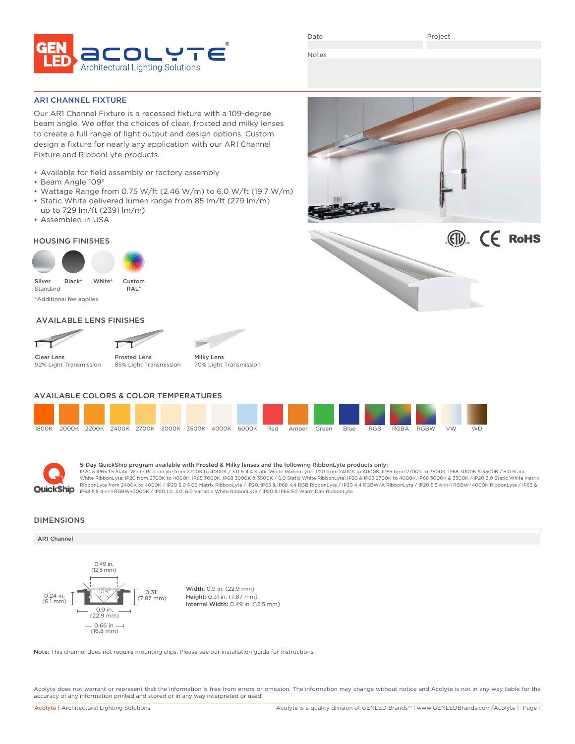GEN LED ACOLYTE® Architectural Lighting Solutions

Date | Project

Notes

## AR1 CHANNEL FIXTURE

Our AR1 Channel Fixture is a recessed fixture with a 109-degree beam angle. We offer the choices of clear, frosted and milky lenses to create a full range of light output and design options. Custom design a fixture for nearly any application with our AR1 Channel Fixture and RibbonLyte products.

- Available for field assembly or factory assembly
- Beam Angle 109°
- Wattage Range from 0.75 W/ft (2.46 W/m) to 6.0 W/ft (19.7 W/m)
- Static White delivered lumen range from 85 lm/ft (279 lm/m) up to 729 lm/ft (2391 lm/m)
- Assembled in USA

### HOUSING FINISHES

- Silver Standard
- Black*
- White*
- Custom RAL*

*Additional fee applies

### AVAILABLE LENS FINISHES

- Clear Lens — 92% Light Transmission
- Frosted Lens — 85% Light Transmission
- Milky Lens — 70% Light Transmission

### AVAILABLE COLORS & COLOR TEMPERATURES

1800K, 2000K, 2200K, 2400K, 2700K, 3000K, 3500K, 4000K, 6000K, Red, Amber, Green, Blue, RGB, RGBA, RGBW, VW, WD

**5-Day QuickShip program available with Frosted & Milky lenses and the following RibbonLyte products only:**
IP20 & IP65 1.5 Static White RibbonLyte from 2700K to 4000K / 3.0 & 4.4 Static White RibbonLyte: IP20 from 2400K to 4000K, IP65 from 2700K to 3500K, IP68 3000K & 3500K / 5.0 Static White RibbonLyte: IP20 from 2700K to 4000K, IP65 3000K, IP68 3000K & 3500K / 6.0 Static White RibbonLyte: IP20 & IP65 2700K to 4000K, IP68 3000K & 3500K / IP20 3.0 Static White Matrix RibbonLyte from 2400K to 4000K / IP20 3.0 RGB Matrix RibbonLyte / IP20, IP65 & IP68 4.4 RGB RibbonLyte / IP20 4.4 RGBW/A RibbonLyte / IP20 5.5 4-in-1 RGBW+4000K RibbonLyte / IP65 & IP68 5.5 4-in-1 RGBW+3000K / IP20 1.0, 3.0, 6.0 Variable White RibbonLyte / IP20 & IP65 5.2 Warm Dim RibbonLyte

## DIMENSIONS

**AR1 Channel**

0.49 in. (12.5 mm); 109°; 0.24 in. (6.1 mm); 0.31" (7.87 mm); 0.9 in. (22.9 mm); 0.66 in. (16.8 mm)

**Width:** 0.9 in. (22.9 mm)
**Height:** 0.31 in. (7.87 mm)
**Internal Width:** 0.49 in. (12.5 mm)

**Note:** This channel does not require mounting clips. Please see our installation guide for instructions.

Acolyte does not warrant or represent that the information is free from errors or omission. The information may change without notice and Acolyte is not in any way liable for the accuracy of any information printed and stored or in any way interpreted or used.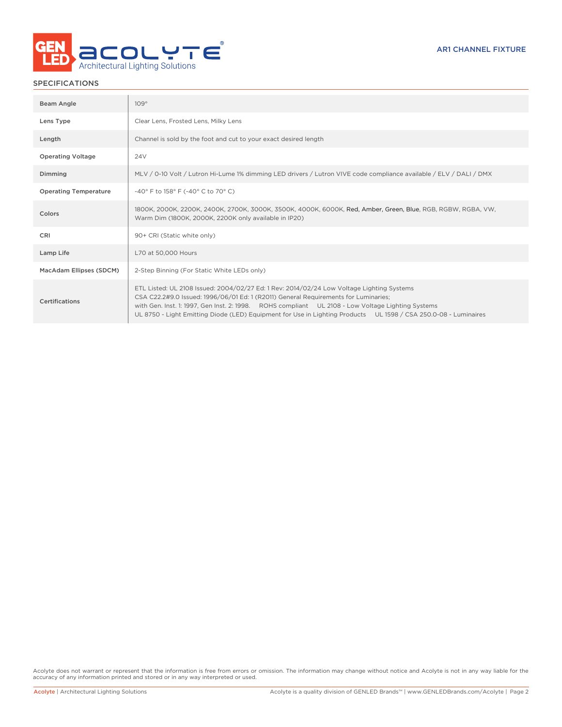## SPECIFICATIONS

| | |
|---|---|
| Beam Angle | 109° |
| Lens Type | Clear Lens, Frosted Lens, Milky Lens |
| Length | Channel is sold by the foot and cut to your exact desired length |
| Operating Voltage | 24V |
| Dimming | MLV / 0-10 Volt / Lutron Hi-Lume 1% dimming LED drivers / Lutron VIVE code compliance available / ELV / DALI / DMX |
| Operating Temperature | -40° F to 158° F (-40° C to 70° C) |
| Colors | 1800K, 2000K, 2200K, 2400K, 2700K, 3000K, 3500K, 4000K, 6000K, Red, Amber, Green, Blue, RGB, RGBW, RGBA, VW, Warm Dim (1800K, 2000K, 2200K only available in IP20) |
| CRI | 90+ CRI (Static white only) |
| Lamp Life | L70 at 50,000 Hours |
| MacAdam Ellipses (SDCM) | 2-Step Binning (For Static White LEDs only) |
| Certifications | ETL Listed: UL 2108 Issued: 2004/02/27 Ed: 1 Rev: 2014/02/24 Low Voltage Lighting Systems CSA C22.2#9.0 Issued: 1996/06/01 Ed: 1 (R2011) General Requirements for Luminaries; with Gen. Inst. 1: 1997, Gen Inst. 2: 1998. ROHS compliant UL 2108 - Low Voltage Lighting Systems UL 8750 - Light Emitting Diode (LED) Equipment for Use in Lighting Products UL 1598 / CSA 250.0-08 - Luminaires |

Acolyte does not warrant or represent that the information is free from errors or omission. The information may change without notice and Acolyte is not in any way liable for the accuracy of any information printed and stored or in any way interpreted or used.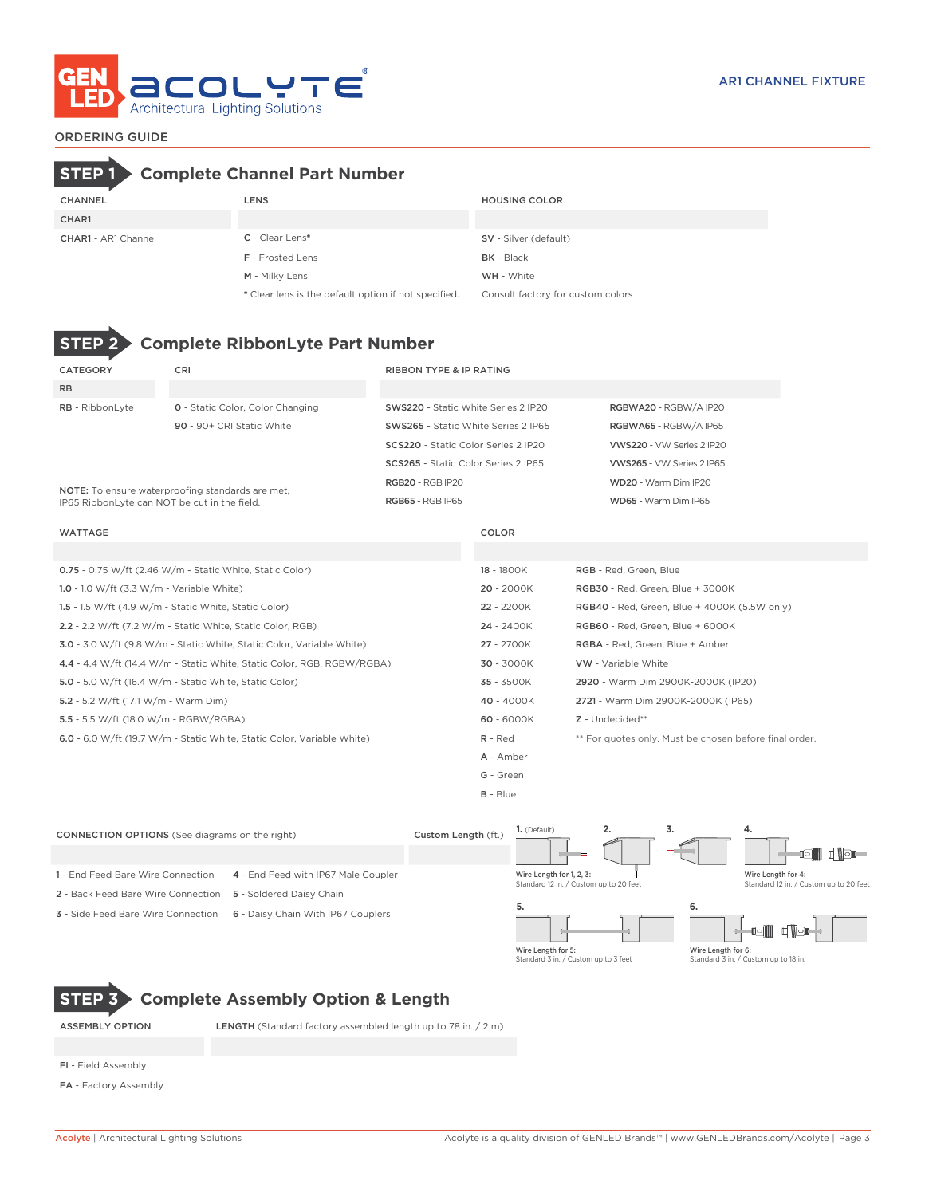AR1 CHANNEL FIXTURE

## ORDERING GUIDE

## STEP 1 Complete Channel Part Number

| CHANNEL | LENS | HOUSING COLOR |
|---|---|---|
| CHAR1 | | |
| **CHAR1** - AR1 Channel | **C** - Clear Lens* | **SV** - Silver (default) |
| | **F** - Frosted Lens | **BK** - Black |
| | **M** - Milky Lens | **WH** - White |
| | * Clear lens is the default option if not specified. | Consult factory for custom colors |

## STEP 2 Complete RibbonLyte Part Number

| CATEGORY | CRI | RIBBON TYPE & IP RATING | |
|---|---|---|---|
| RB | | | |
| **RB** - RibbonLyte | **0** - Static Color, Color Changing | **SWS220** - Static White Series 2 IP20 | **RGBWA20** - RGBW/A IP20 |
| | **90** - 90+ CRI Static White | **SWS265** - Static White Series 2 IP65 | **RGBWA65** - RGBW/A IP65 |
| | | **SCS220** - Static Color Series 2 IP20 | **VWS220** - VW Series 2 IP20 |
| | | **SCS265** - Static Color Series 2 IP65 | **VWS265** - VW Series 2 IP65 |
| | | **RGB20** - RGB IP20 | **WD20** - Warm Dim IP20 |
| | | **RGB65** - RGB IP65 | **WD65** - Warm Dim IP65 |

NOTE: To ensure waterproofing standards are met, IP65 RibbonLyte can NOT be cut in the field.

| WATTAGE | COLOR | |
|---|---|---|
| | | |
| **0.75** - 0.75 W/ft (2.46 W/m - Static White, Static Color) | **18** - 1800K | **RGB** - Red, Green, Blue |
| **1.0** - 1.0 W/ft (3.3 W/m - Variable White) | **20** - 2000K | **RGB30** - Red, Green, Blue + 3000K |
| **1.5** - 1.5 W/ft (4.9 W/m - Static White, Static Color) | **22** - 2200K | **RGB40** - Red, Green, Blue + 4000K (5.5W only) |
| **2.2** - 2.2 W/ft (7.2 W/m - Static White, Static Color, RGB) | **24** - 2400K | **RGB60** - Red, Green, Blue + 6000K |
| **3.0** - 3.0 W/ft (9.8 W/m - Static White, Static Color, Variable White) | **27** - 2700K | **RGBA** - Red, Green, Blue + Amber |
| **4.4** - 4.4 W/ft (14.4 W/m - Static White, Static Color, RGB, RGBW/RGBA) | **30** - 3000K | **VW** - Variable White |
| **5.0** - 5.0 W/ft (16.4 W/m - Static White, Static Color) | **35** - 3500K | **2920** - Warm Dim 2900K-2000K (IP20) |
| **5.2** - 5.2 W/ft (17.1 W/m - Warm Dim) | **40** - 4000K | **2721** - Warm Dim 2900K-2000K (IP65) |
| **5.5** - 5.5 W/ft (18.0 W/m - RGBW/RGBA) | **60** - 6000K | **Z** - Undecided** |
| **6.0** - 6.0 W/ft (19.7 W/m - Static White, Static Color, Variable White) | **R** - Red | ** For quotes only. Must be chosen before final order. |
| | **A** - Amber | |
| | **G** - Green | |
| | **B** - Blue | |

| CONNECTION OPTIONS (See diagrams on the right) | | Custom Length (ft.) |
|---|---|---|
| | | |
| **1** - End Feed Bare Wire Connection | **4** - End Feed with IP67 Male Coupler | |
| **2** - Back Feed Bare Wire Connection | **5** - Soldered Daisy Chain | |
| **3** - Side Feed Bare Wire Connection | **6** - Daisy Chain With IP67 Couplers | |

**1.** (Default) **2.** **3.**
Wire Length for 1, 2, 3: Standard 12 in. / Custom up to 20 feet

**4.**
Wire Length for 4: Standard 12 in. / Custom up to 20 feet

**5.**
Wire Length for 5: Standard 3 in. / Custom up to 3 feet

**6.**
Wire Length for 6: Standard 3 in. / Custom up to 18 in.

## STEP 3 Complete Assembly Option & Length

| ASSEMBLY OPTION | LENGTH (Standard factory assembled length up to 78 in. / 2 m) |
|---|---|
| | |
| **FI** - Field Assembly | |
| **FA** - Factory Assembly | |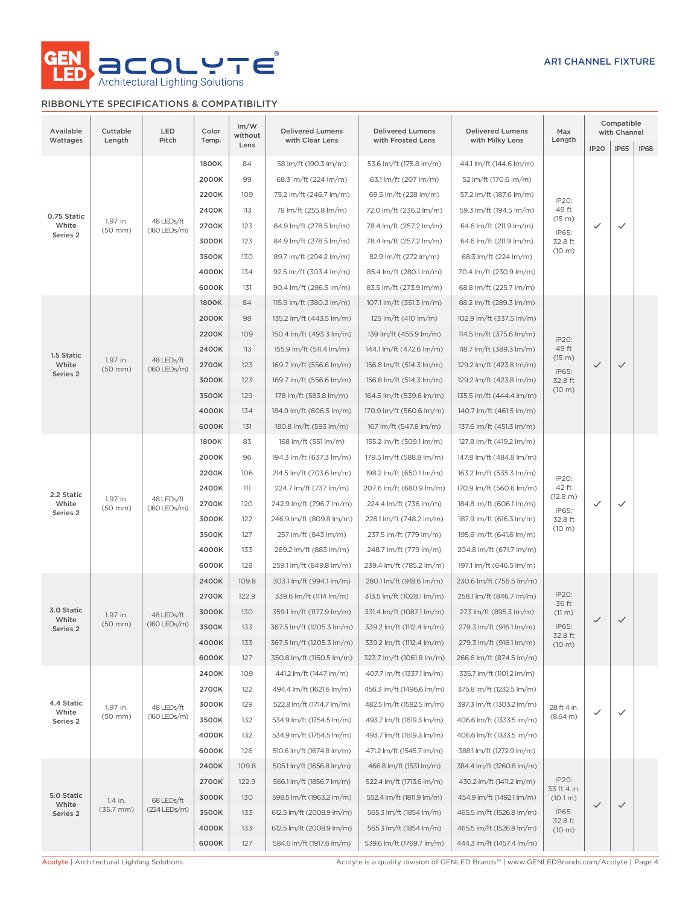AR1 CHANNEL FIXTURE

## RIBBONLYTE SPECIFICATIONS & COMPATIBILITY

| Available Wattages | Cuttable Length | LED Pitch | Color Temp. | lm/W without Lens | Delivered Lumens with Clear Lens | Delivered Lumens with Frosted Lens | Delivered Lumens with Milky Lens | Max Length | Compatible with Channel | | |
|---|---|---|---|---|---|---|---|---|---|---|---|
| | | | | | | | | | IP20 | IP65 | IP68 |
| 0.75 Static White Series 2 | 1.97 in. (50 mm) | 48 LEDs/ft (160 LEDs/m) | 1800K | 84 | 58 lm/ft (190.3 lm/m) | 53.6 lm/ft (175.8 lm/m) | 44.1 lm/ft (144.6 lm/m) | IP20: 49 ft (15 m) IP65: 32.8 ft (10 m) | ✓ | ✓ | |
| | | | 2000K | 99 | 68.3 lm/ft (224 lm/m) | 63.1 lm/ft (207 lm/m) | 52 lm/ft (170.6 lm/m) | | | | |
| | | | 2200K | 109 | 75.2 lm/ft (246.7 lm/m) | 69.5 lm/ft (228 lm/m) | 57.2 lm/ft (187.6 lm/m) | | | | |
| | | | 2400K | 113 | 78 lm/ft (255.8 lm/m) | 72.0 lm/ft (236.2 lm/m) | 59.3 lm/ft (194.5 lm/m) | | | | |
| | | | 2700K | 123 | 84.9 lm/ft (278.5 lm/m) | 78.4 lm/ft (257.2 lm/m) | 64.6 lm/ft (211.9 lm/m) | | | | |
| | | | 3000K | 123 | 84.9 lm/ft (278.5 lm/m) | 78.4 lm/ft (257.2 lm/m) | 64.6 lm/ft (211.9 lm/m) | | | | |
| | | | 3500K | 130 | 89.7 lm/ft (294.2 lm/m) | 82.9 lm/ft (272 lm/m) | 68.3 lm/ft (224 lm/m) | | | | |
| | | | 4000K | 134 | 92.5 lm/ft (303.4 lm/m) | 85.4 lm/ft (280.1 lm/m) | 70.4 lm/ft (230.9 lm/m) | | | | |
| | | | 6000K | 131 | 90.4 lm/ft (296.5 lm/m) | 83.5 lm/ft (273.9 lm/m) | 68.8 lm/ft (225.7 lm/m) | | | | |
| 1.5 Static White Series 2 | 1.97 in. (50 mm) | 48 LEDs/ft (160 LEDs/m) | 1800K | 84 | 115.9 lm/ft (380.2 lm/m) | 107.1 lm/ft (351.3 lm/m) | 88.2 lm/ft (289.3 lm/m) | IP20: 49 ft (15 m) IP65: 32.8 ft (10 m) | ✓ | ✓ | |
| | | | 2000K | 98 | 135.2 lm/ft (443.5 lm/m) | 125 lm/ft (410 lm/m) | 102.9 lm/ft (337.5 lm/m) | | | | |
| | | | 2200K | 109 | 150.4 lm/ft (493.3 lm/m) | 139 lm/ft (455.9 lm/m) | 114.5 lm/ft (375.6 lm/m) | | | | |
| | | | 2400K | 113 | 155.9 lm/ft (511.4 lm/m) | 144.1 lm/ft (472.6 lm/m) | 118.7 lm/ft (389.3 lm/m) | | | | |
| | | | 2700K | 123 | 169.7 lm/ft (556.6 lm/m) | 156.8 lm/ft (514.3 lm/m) | 129.2 lm/ft (423.8 lm/m) | | | | |
| | | | 3000K | 123 | 169.7 lm/ft (556.6 lm/m) | 156.8 lm/ft (514.3 lm/m) | 129.2 lm/ft (423.8 lm/m) | | | | |
| | | | 3500K | 129 | 178 lm/ft (583.8 lm/m) | 164.5 lm/ft (539.6 lm/m) | 135.5 lm/ft (444.4 lm/m) | | | | |
| | | | 4000K | 134 | 184.9 lm/ft (606.5 lm/m) | 170.9 lm/ft (560.6 lm/m) | 140.7 lm/ft (461.5 lm/m) | | | | |
| | | | 6000K | 131 | 180.8 lm/ft (593 lm/m) | 167 lm/ft (547.8 lm/m) | 137.6 lm/ft (451.3 lm/m) | | | | |
| 2.2 Static White Series 2 | 1.97 in. (50 mm) | 48 LEDs/ft (160 LEDs/m) | 1800K | 83 | 168 lm/ft (551 lm/m) | 155.2 lm/ft (509.1 lm/m) | 127.8 lm/ft (419.2 lm/m) | IP20: 42 ft (12.8 m) IP65: 32.8 ft (10 m) | ✓ | ✓ | |
| | | | 2000K | 96 | 194.3 lm/ft (637.3 lm/m) | 179.5 lm/ft (588.8 lm/m) | 147.8 lm/ft (484.8 lm/m) | | | | |
| | | | 2200K | 106 | 214.5 lm/ft (703.6 lm/m) | 198.2 lm/ft (650.1 lm/m) | 163.2 lm/ft (535.3 lm/m) | | | | |
| | | | 2400K | 111 | 224.7 lm/ft (737 lm/m) | 207.6 lm/ft (680.9 lm/m) | 170.9 lm/ft (560.6 lm/m) | | | | |
| | | | 2700K | 120 | 242.9 lm/ft (796.7 lm/m) | 224.4 lm/ft (736 lm/m) | 184.8 lm/ft (606.1 lm/m) | | | | |
| | | | 3000K | 122 | 246.9 lm/ft (809.8 lm/m) | 228.1 lm/ft (748.2 lm/m) | 187.9 lm/ft (616.3 lm/m) | | | | |
| | | | 3500K | 127 | 257 lm/ft (843 lm/m) | 237.5 lm/ft (779 lm/m) | 195.6 lm/ft (641.6 lm/m) | | | | |
| | | | 4000K | 133 | 269.2 lm/ft (883 lm/m) | 248.7 lm/ft (779 lm/m) | 204.8 lm/ft (671.7 lm/m) | | | | |
| | | | 6000K | 128 | 259.1 lm/ft (849.8 lm/m) | 239.4 lm/ft (785.2 lm/m) | 197.1 lm/ft (646.5 lm/m) | | | | |
| 3.0 Static White Series 2 | 1.97 in. (50 mm) | 48 LEDs/ft (160 LEDs/m) | 2400K | 109.8 | 303.1 lm/ft (994.1 lm/m) | 280.1 lm/ft (918.6 lm/m) | 230.6 lm/ft (756.5 lm/m) | IP20: 36 ft (11 m) IP65: 32.8 ft (10 m) | ✓ | ✓ | |
| | | | 2700K | 122.9 | 339.6 lm/ft (1114 lm/m) | 313.5 lm/ft (1028.1 lm/m) | 258.1 lm/ft (846.7 lm/m) | | | | |
| | | | 3000K | 130 | 359.1 lm/ft (1177.9 lm/m) | 331.4 lm/ft (1087.1 lm/m) | 273 lm/ft (895.3 lm/m) | | | | |
| | | | 3500K | 133 | 367.5 lm/ft (1205.3 lm/m) | 339.2 lm/ft (1112.4 lm/m) | 279.3 lm/ft (916.1 lm/m) | | | | |
| | | | 4000K | 133 | 367.5 lm/ft (1205.3 lm/m) | 339.2 lm/ft (1112.4 lm/m) | 279.3 lm/ft (916.1 lm/m) | | | | |
| | | | 6000K | 127 | 350.8 lm/ft (1150.5 lm/m) | 323.7 lm/ft (1061.8 lm/m) | 266.6 lm/ft (874.5 lm/m) | | | | |
| 4.4 Static White Series 2 | 1.97 in. (50 mm) | 48 LEDs/ft (160 LEDs/m) | 2400K | 109 | 441.2 lm/ft (1447 lm/m) | 407.7 lm/ft (1337.1 lm/m) | 335.7 lm/ft (1101.2 lm/m) | 28 ft 4 in. (8.64 m) | ✓ | ✓ | |
| | | | 2700K | 122 | 494.4 lm/ft (1621.6 lm/m) | 456.3 lm/ft (1496.6 lm/m) | 375.8 lm/ft (1232.5 lm/m) | | | | |
| | | | 3000K | 129 | 522.8 lm/ft (1714.7 lm/m) | 482.5 lm/ft (1582.5 lm/m) | 397.3 lm/ft (1303.2 lm/m) | | | | |
| | | | 3500K | 132 | 534.9 lm/ft (1754.5 lm/m) | 493.7 lm/ft (1619.3 lm/m) | 406.6 lm/ft (1333.5 lm/m) | | | | |
| | | | 4000K | 132 | 534.9 lm/ft (1754.5 lm/m) | 493.7 lm/ft (1619.3 lm/m) | 406.6 lm/ft (1333.5 lm/m) | | | | |
| | | | 6000K | 126 | 510.6 lm/ft (1674.8 lm/m) | 471.2 lm/ft (1545.7 lm/m) | 388.1 lm/ft (1272.9 lm/m) | | | | |
| 5.0 Static White Series 2 | 1.4 in. (35.7 mm) | 68 LEDs/ft (224 LEDs/m) | 2400K | 109.8 | 505.1 lm/ft (1656.8 lm/m) | 466.8 lm/ft (1531 lm/m) | 384.4 lm/ft (1260.8 lm/m) | IP20: 33 ft 4 in. (10.1 m) IP65: 32.8 ft (10 m) | ✓ | ✓ | |
| | | | 2700K | 122.9 | 566.1 lm/ft (1856.7 lm/m) | 522.4 lm/ft (1713.6 lm/m) | 430.2 lm/ft (1411.2 lm/m) | | | | |
| | | | 3000K | 130 | 598.5 lm/ft (1963.2 lm/m) | 552.4 lm/ft (1811.9 lm/m) | 454.9 lm/ft (1492.1 lm/m) | | | | |
| | | | 3500K | 133 | 612.5 lm/ft (2008.9 lm/m) | 565.3 lm/ft (1854 lm/m) | 465.5 lm/ft (1526.8 lm/m) | | | | |
| | | | 4000K | 133 | 612.5 lm/ft (2008.9 lm/m) | 565.3 lm/ft (1854 lm/m) | 465.5 lm/ft (1526.8 lm/m) | | | | |
| | | | 6000K | 127 | 584.6 lm/ft (1917.6 lm/m) | 539.6 lm/ft (1769.7 lm/m) | 444.3 lm/ft (1457.4 lm/m) | | | | |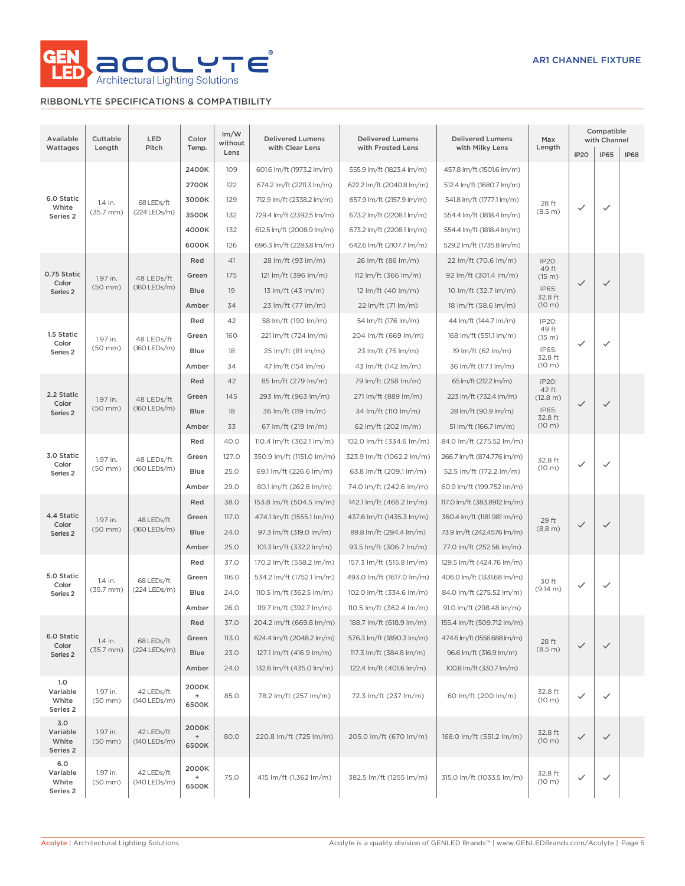GEN LED ACOLYTE® Architectural Lighting Solutions

AR1 CHANNEL FIXTURE

## RIBBONLYTE SPECIFICATIONS & COMPATIBILITY

| Available Wattages | Cuttable Length | LED Pitch | Color Temp. | lm/W without Lens | Delivered Lumens with Clear Lens | Delivered Lumens with Frosted Lens | Delivered Lumens with Milky Lens | Max Length | Compatible with Channel | | |
|---|---|---|---|---|---|---|---|---|---|---|---|
| | | | | | | | | | IP20 | IP65 | IP68 |
| 6.0 Static White Series 2 | 1.4 in. (35.7 mm) | 68 LEDs/ft (224 LEDs/m) | 2400K | 109 | 601.6 lm/ft (1973.2 lm/m) | 555.9 lm/ft (1823.4 lm/m) | 457.8 lm/ft (1501.6 lm/m) | 28 ft (8.5 m) | ✓ | ✓ | |
| | | | 2700K | 122 | 674.2 lm/ft (2211.3 lm/m) | 622.2 lm/ft (2040.8 lm/m) | 512.4 lm/ft (1680.7 lm/m) | | | | |
| | | | 3000K | 129 | 712.9 lm/ft (2338.2 lm/m) | 657.9 lm/ft (2157.9 lm/m) | 541.8 lm/ft (1777.1 lm/m) | | | | |
| | | | 3500K | 132 | 729.4 lm/ft (2392.5 lm/m) | 673.2 lm/ft (2208.1 lm/m) | 554.4 lm/ft (1818.4 lm/m) | | | | |
| | | | 4000K | 132 | 612.5 lm/ft (2008.9 lm/m) | 673.2 lm/ft (2208.1 lm/m) | 554.4 lm/ft (1818.4 lm/m) | | | | |
| | | | 6000K | 126 | 696.3 lm/ft (2283.8 lm/m) | 642.6 lm/ft (2107.7 lm/m) | 529.2 lm/ft (1735.8 lm/m) | | | | |
| 0.75 Static Color Series 2 | 1.97 in. (50 mm) | 48 LEDs/ft (160 LEDs/m) | Red | 41 | 28 lm/ft (93 lm/m) | 26 lm/ft (86 lm/m) | 22 lm/ft (70.6 lm/m) | IP20: 49 ft (15 m) IP65: 32.8 ft (10 m) | ✓ | ✓ | |
| | | | Green | 175 | 121 lm/ft (396 lm/m) | 112 lm/ft (366 lm/m) | 92 lm/ft (301.4 lm/m) | | | | |
| | | | Blue | 19 | 13 lm/ft (43 lm/m) | 12 lm/ft (40 lm/m) | 10 lm/ft (32.7 lm/m) | | | | |
| | | | Amber | 34 | 23 lm/ft (77 lm/m) | 22 lm/ft (71 lm/m) | 18 lm/ft (58.6 lm/m) | | | | |
| 1.5 Static Color Series 2 | 1.97 in. (50 mm) | 48 LEDs/ft (160 LEDs/m) | Red | 42 | 58 lm/ft (190 lm/m) | 54 lm/ft (176 lm/m) | 44 lm/ft (144.7 lm/m) | IP20: 49 ft (15 m) IP65: 32.8 ft (10 m) | ✓ | ✓ | |
| | | | Green | 160 | 221 lm/ft (724 lm/m) | 204 lm/ft (669 lm/m) | 168 lm/ft (551.1 lm/m) | | | | |
| | | | Blue | 18 | 25 lm/ft (81 lm/m) | 23 lm/ft (75 lm/m) | 19 lm/ft (62 lm/m) | | | | |
| | | | Amber | 34 | 47 lm/ft (154 lm/m) | 43 lm/ft (142 lm/m) | 36 lm/ft (117.1 lm/m) | | | | |
| 2.2 Static Color Series 2 | 1.97 in. (50 mm) | 48 LEDs/ft (160 LEDs/m) | Red | 42 | 85 lm/ft (279 lm/m) | 79 lm/ft (258 lm/m) | 65 lm/ft (212.2 lm/m) | IP20: 42 ft (12.8 m) IP65: 32.8 ft (10 m) | ✓ | ✓ | |
| | | | Green | 145 | 293 lm/ft (963 lm/m) | 271 lm/ft (889 lm/m) | 223 lm/ft (732.4 lm/m) | | | | |
| | | | Blue | 18 | 36 lm/ft (119 lm/m) | 34 lm/ft (110 lm/m) | 28 lm/ft (90.9 lm/m) | | | | |
| | | | Amber | 33 | 67 lm/ft (219 lm/m) | 62 lm/ft (202 lm/m) | 51 lm/ft (166.7 lm/m) | | | | |
| 3.0 Static Color Series 2 | 1.97 in. (50 mm) | 48 LEDs/ft (160 LEDs/m) | Red | 40.0 | 110.4 lm/ft (362.1 lm/m) | 102.0 lm/ft (334.6 lm/m) | 84.0 lm/ft (275.52 lm/m) | 32.8 ft (10 m) | ✓ | ✓ | |
| | | | Green | 127.0 | 350.9 lm/ft (1151.0 lm/m) | 323.9 lm/ft (1062.2 lm/m) | 266.7 lm/ft (874.776 lm/m) | | | | |
| | | | Blue | 25.0 | 69.1 lm/ft (226.6 lm/m) | 63.8 lm/ft (209.1 lm/m) | 52.5 lm/ft (172.2 lm/m) | | | | |
| | | | Amber | 29.0 | 80.1 lm/ft (262.8 lm/m) | 74.0 lm/ft (242.6 lm/m) | 60.9 lm/ft (199.752 lm/m) | | | | |
| 4.4 Static Color Series 2 | 1.97 in. (50 mm) | 48 LEDs/ft (160 LEDs/m) | Red | 38.0 | 153.8 lm/ft (504.5 lm/m) | 142.1 lm/ft (466.2 lm/m) | 117.0 lm/ft (383.8912 lm/m) | 29 ft (8.8 m) | ✓ | ✓ | |
| | | | Green | 117.0 | 474.1 lm/ft (1555.1 lm/m) | 437.6 lm/ft (1435.3 lm/m) | 360.4 lm/ft (1181.981 lm/m) | | | | |
| | | | Blue | 24.0 | 97.3 lm/ft (319.0 lm/m) | 89.8 lm/ft (294.4 lm/m) | 73.9 lm/ft (242.4576 lm/m) | | | | |
| | | | Amber | 25.0 | 101.3 lm/ft (332.2 lm/m) | 93.5 lm/ft (306.7 lm/m) | 77.0 lm/ft (252.56 lm/m) | | | | |
| 5.0 Static Color Series 2 | 1.4 in. (35.7 mm) | 68 LEDs/ft (224 LEDs/m) | Red | 37.0 | 170.2 lm/ft (558.2 lm/m) | 157.3 lm/ft (515.8 lm/m) | 129.5 lm/ft (424.76 lm/m) | 30 ft (9.14 m) | ✓ | ✓ | |
| | | | Green | 116.0 | 534.2 lm/ft (1752.1 lm/m) | 493.0 lm/ft (1617.0 lm/m) | 406.0 lm/ft (1331.68 lm/m) | | | | |
| | | | Blue | 24.0 | 110.5 lm/ft (362.5 lm/m) | 102.0 lm/ft (334.6 lm/m) | 84.0 lm/ft (275.52 lm/m) | | | | |
| | | | Amber | 26.0 | 119.7 lm/ft (392.7 lm/m) | 110.5 lm/ft (362.4 lm/m) | 91.0 lm/ft (298.48 lm/m) | | | | |
| 6.0 Static Color Series 2 | 1.4 in. (35.7 mm) | 68 LEDs/ft (224 LEDs/m) | Red | 37.0 | 204.2 lm/ft (669.8 lm/m) | 188.7 lm/ft (618.9 lm/m) | 155.4 lm/ft (509.712 lm/m) | 28 ft (8.5 m) | ✓ | ✓ | |
| | | | Green | 113.0 | 624.4 lm/ft (2048.2 lm/m) | 576.3 lm/ft (1890.3 lm/m) | 474.6 lm/ft (1556.688 lm/m) | | | | |
| | | | Blue | 23.0 | 127.1 lm/ft (416.9 lm/m) | 117.3 lm/ft (384.8 lm/m) | 96.6 lm/ft (316.9 lm/m) | | | | |
| | | | Amber | 24.0 | 132.6 lm/ft (435.0 lm/m) | 122.4 lm/ft (401.6 lm/m) | 100.8 lm/ft (330.7 lm/m) | | | | |
| 1.0 Variable White Series 2 | 1.97 in. (50 mm) | 42 LEDs/ft (140 LEDs/m) | 2000K + 6500K | 85.0 | 78.2 lm/ft (257 lm/m) | 72.3 lm/ft (237 lm/m) | 60 lm/ft (200 lm/m) | 32.8 ft (10 m) | ✓ | ✓ | |
| 3.0 Variable White Series 2 | 1.97 in. (50 mm) | 42 LEDs/ft (140 LEDs/m) | 2000K + 6500K | 80.0 | 220.8 lm/ft (725 lm/m) | 205.0 lm/ft (670 lm/m) | 168.0 lm/ft (551.2 lm/m) | 32.8 ft (10 m) | ✓ | ✓ | |
| 6.0 Variable White Series 2 | 1.97 in. (50 mm) | 42 LEDs/ft (140 LEDs/m) | 2000K + 6500K | 75.0 | 415 lm/ft (1,362 lm/m) | 382.5 lm/ft (1255 lm/m) | 315.0 lm/ft (1033.5 lm/m) | 32.8 ft (10 m) | ✓ | ✓ | |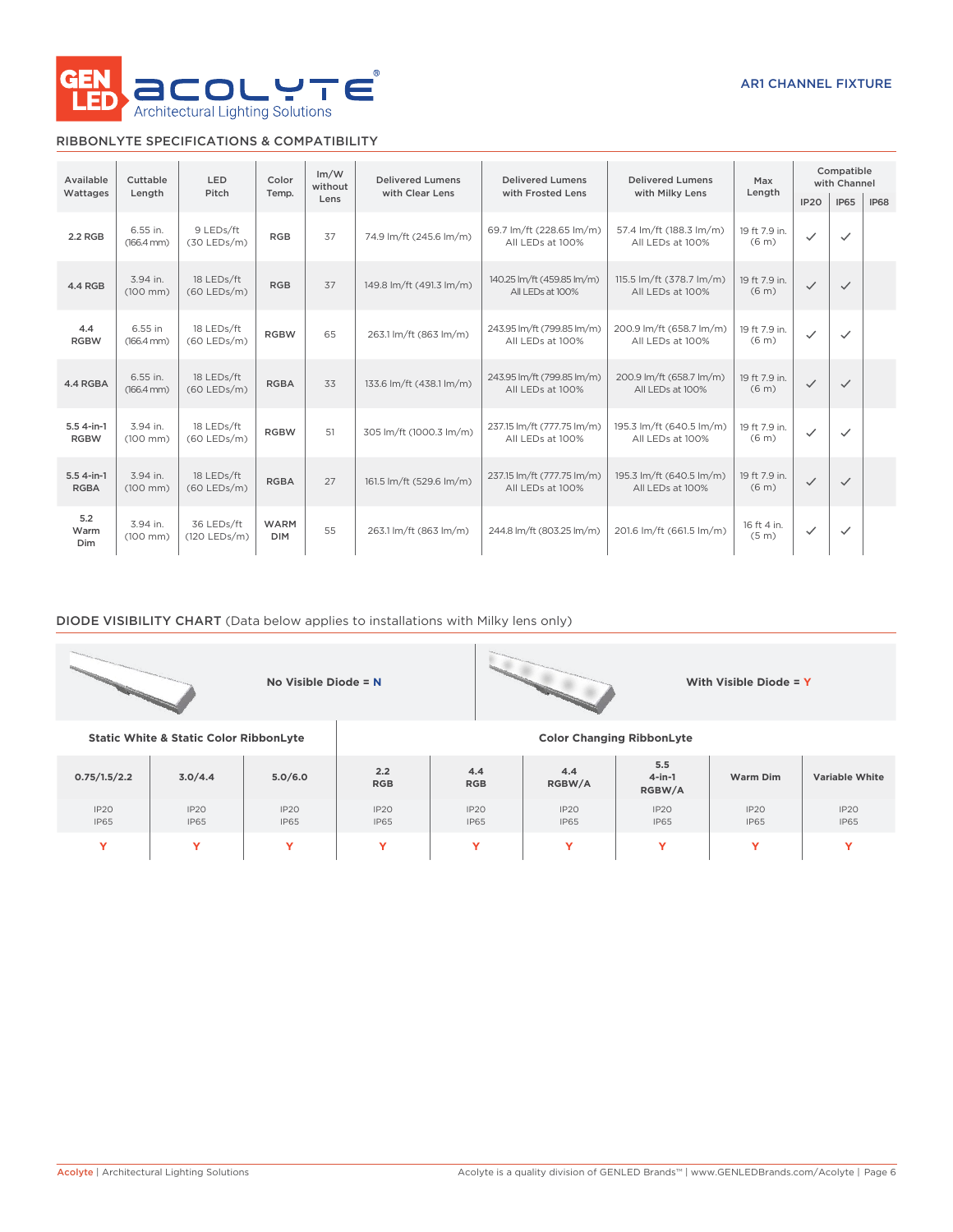AR1 CHANNEL FIXTURE

## RIBBONLYTE SPECIFICATIONS & COMPATIBILITY

| Available Wattages | Cuttable Length | LED Pitch | Color Temp. | lm/W without Lens | Delivered Lumens with Clear Lens | Delivered Lumens with Frosted Lens | Delivered Lumens with Milky Lens | Max Length | Compatible with Channel | | |
|---|---|---|---|---|---|---|---|---|---|---|---|
| | | | | | | | | | IP20 | IP65 | IP68 |
| 2.2 RGB | 6.55 in. (166.4 mm) | 9 LEDs/ft (30 LEDs/m) | RGB | 37 | 74.9 lm/ft (245.6 lm/m) | 69.7 lm/ft (228.65 lm/m) All LEDs at 100% | 57.4 lm/ft (188.3 lm/m) All LEDs at 100% | 19 ft 7.9 in. (6 m) | ✓ | ✓ | |
| 4.4 RGB | 3.94 in. (100 mm) | 18 LEDs/ft (60 LEDs/m) | RGB | 37 | 149.8 lm/ft (491.3 lm/m) | 140.25 lm/ft (459.85 lm/m) All LEDs at 100% | 115.5 lm/ft (378.7 lm/m) All LEDs at 100% | 19 ft 7.9 in. (6 m) | ✓ | ✓ | |
| 4.4 RGBW | 6.55 in (166.4 mm) | 18 LEDs/ft (60 LEDs/m) | RGBW | 65 | 263.1 lm/ft (863 lm/m) | 243.95 lm/ft (799.85 lm/m) All LEDs at 100% | 200.9 lm/ft (658.7 lm/m) All LEDs at 100% | 19 ft 7.9 in. (6 m) | ✓ | ✓ | |
| 4.4 RGBA | 6.55 in. (166.4 mm) | 18 LEDs/ft (60 LEDs/m) | RGBA | 33 | 133.6 lm/ft (438.1 lm/m) | 243.95 lm/ft (799.85 lm/m) All LEDs at 100% | 200.9 lm/ft (658.7 lm/m) All LEDs at 100% | 19 ft 7.9 in. (6 m) | ✓ | ✓ | |
| 5.5 4-in-1 RGBW | 3.94 in. (100 mm) | 18 LEDs/ft (60 LEDs/m) | RGBW | 51 | 305 lm/ft (1000.3 lm/m) | 237.15 lm/ft (777.75 lm/m) All LEDs at 100% | 195.3 lm/ft (640.5 lm/m) All LEDs at 100% | 19 ft 7.9 in. (6 m) | ✓ | ✓ | |
| 5.5 4-in-1 RGBA | 3.94 in. (100 mm) | 18 LEDs/ft (60 LEDs/m) | RGBA | 27 | 161.5 lm/ft (529.6 lm/m) | 237.15 lm/ft (777.75 lm/m) All LEDs at 100% | 195.3 lm/ft (640.5 lm/m) All LEDs at 100% | 19 ft 7.9 in. (6 m) | ✓ | ✓ | |
| 5.2 Warm Dim | 3.94 in. (100 mm) | 36 LEDs/ft (120 LEDs/m) | WARM DIM | 55 | 263.1 lm/ft (863 lm/m) | 244.8 lm/ft (803.25 lm/m) | 201.6 lm/ft (661.5 lm/m) | 16 ft 4 in. (5 m) | ✓ | ✓ | |

## DIODE VISIBILITY CHART (Data below applies to installations with Milky lens only)

**No Visible Diode = N** | **With Visible Diode = Y**

| Static White & Static Color RibbonLyte | | | Color Changing RibbonLyte | | | | | |
|---|---|---|---|---|---|---|---|---|
| 0.75/1.5/2.2 | 3.0/4.4 | 5.0/6.0 | 2.2 RGB | 4.4 RGB | 4.4 RGBW/A | 5.5 4-in-1 RGBW/A | Warm Dim | Variable White |
| IP20 IP65 | IP20 IP65 | IP20 IP65 | IP20 IP65 | IP20 IP65 | IP20 IP65 | IP20 IP65 | IP20 IP65 | IP20 IP65 |
| Y | Y | Y | Y | Y | Y | Y | Y | Y |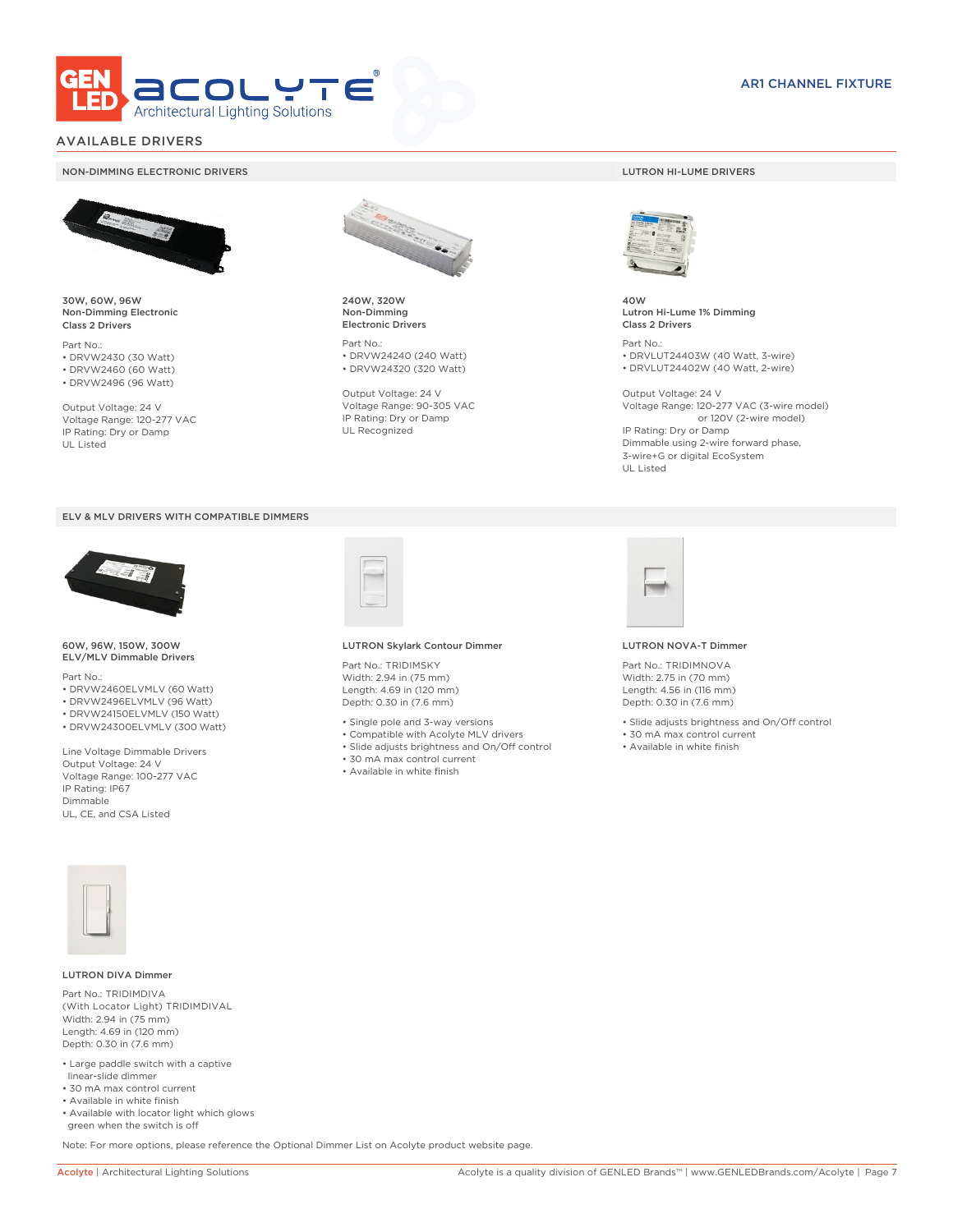AR1 CHANNEL FIXTURE

## AVAILABLE DRIVERS

### NON-DIMMING ELECTRONIC DRIVERS

**30W, 60W, 96W**
**Non-Dimming Electronic**
**Class 2 Drivers**

Part No.:
- DRVW2430 (30 Watt)
- DRVW2460 (60 Watt)
- DRVW2496 (96 Watt)

Output Voltage: 24 V
Voltage Range: 120-277 VAC
IP Rating: Dry or Damp
UL Listed

**240W, 320W**
**Non-Dimming**
**Electronic Drivers**

Part No.:
- DRVW24240 (240 Watt)
- DRVW24320 (320 Watt)

Output Voltage: 24 V
Voltage Range: 90-305 VAC
IP Rating: Dry or Damp
UL Recognized

### LUTRON HI-LUME DRIVERS

**40W**
**Lutron Hi-Lume 1% Dimming**
**Class 2 Drivers**

Part No.:
- DRVLUT24403W (40 Watt, 3-wire)
- DRVLUT24402W (40 Watt, 2-wire)

Output Voltage: 24 V
Voltage Range: 120-277 VAC (3-wire model)
or 120V (2-wire model)
IP Rating: Dry or Damp
Dimmable using 2-wire forward phase,
3-wire+G or digital EcoSystem
UL Listed

### ELV & MLV DRIVERS WITH COMPATIBLE DIMMERS

**60W, 96W, 150W, 300W**
**ELV/MLV Dimmable Drivers**

Part No.:
- DRVW2460ELVMLV (60 Watt)
- DRVW2496ELVMLV (96 Watt)
- DRVW24150ELVMLV (150 Watt)
- DRVW24300ELVMLV (300 Watt)

Line Voltage Dimmable Drivers
Output Voltage: 24 V
Voltage Range: 100-277 VAC
IP Rating: IP67
Dimmable
UL, CE, and CSA Listed

**LUTRON Skylark Contour Dimmer**

Part No.: TRIDIMSKY
Width: 2.94 in (75 mm)
Length: 4.69 in (120 mm)
Depth: 0.30 in (7.6 mm)

- Single pole and 3-way versions
- Compatible with Acolyte MLV drivers
- Slide adjusts brightness and On/Off control
- 30 mA max control current
- Available in white finish

**LUTRON NOVA-T Dimmer**

Part No.: TRIDIMNOVA
Width: 2.75 in (70 mm)
Length: 4.56 in (116 mm)
Depth: 0.30 in (7.6 mm)

- Slide adjusts brightness and On/Off control
- 30 mA max control current
- Available in white finish

**LUTRON DIVA Dimmer**

Part No.: TRIDIMDIVA
(With Locator Light) TRIDIMDIVAL
Width: 2.94 in (75 mm)
Length: 4.69 in (120 mm)
Depth: 0.30 in (7.6 mm)

- Large paddle switch with a captive linear-slide dimmer
- 30 mA max control current
- Available in white finish
- Available with locator light which glows green when the switch is off

Note: For more options, please reference the Optional Dimmer List on Acolyte product website page.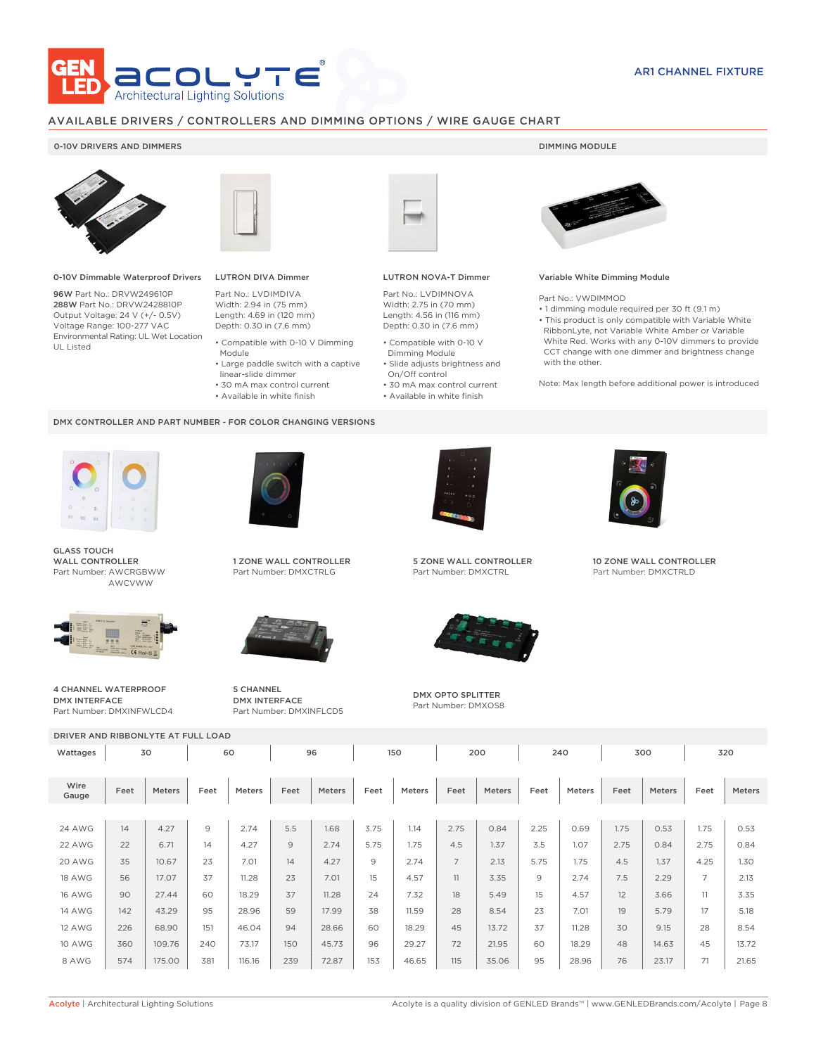AR1 CHANNEL FIXTURE

## AVAILABLE DRIVERS / CONTROLLERS AND DIMMING OPTIONS / WIRE GAUGE CHART

### 0-10V DRIVERS AND DIMMERS

**0-10V Dimmable Waterproof Drivers**

**96W** Part No.: DRVW249610P
**288W** Part No.: DRVW2428810P
Output Voltage: 24 V (+/- 0.5V)
Voltage Range: 100-277 VAC
Environmental Rating: UL Wet Location
UL Listed

**LUTRON DIVA Dimmer**

Part No.: LVDIMDIVA
Width: 2.94 in (75 mm)
Length: 4.69 in (120 mm)
Depth: 0.30 in (7.6 mm)

- Compatible with 0-10 V Dimming Module
- Large paddle switch with a captive linear-slide dimmer
- 30 mA max control current
- Available in white finish

**LUTRON NOVA-T Dimmer**

Part No.: LVDIMNOVA
Width: 2.75 in (70 mm)
Length: 4.56 in (116 mm)
Depth: 0.30 in (7.6 mm)

- Compatible with 0-10 V Dimming Module
- Slide adjusts brightness and On/Off control
- 30 mA max control current
- Available in white finish

### DIMMING MODULE

**Variable White Dimming Module**

Part No.: VWDIMMOD
- 1 dimming module required per 30 ft (9.1 m)
- This product is only compatible with Variable White RibbonLyte, not Variable White Amber or Variable White Red. Works with any 0-10V dimmers to provide CCT change with one dimmer and brightness change with the other.

Note: Max length before additional power is introduced

### DMX CONTROLLER AND PART NUMBER - FOR COLOR CHANGING VERSIONS

**GLASS TOUCH WALL CONTROLLER**
Part Number: AWCRGBWW
AWCVWW

**1 ZONE WALL CONTROLLER**
Part Number: DMXCTRLG

**5 ZONE WALL CONTROLLER**
Part Number: DMXCTRL

**10 ZONE WALL CONTROLLER**
Part Number: DMXCTRLD

**4 CHANNEL WATERPROOF DMX INTERFACE**
Part Number: DMXINFWLCD4

**5 CHANNEL DMX INTERFACE**
Part Number: DMXINFLCD5

**DMX OPTO SPLITTER**
Part Number: DMXOS8

### DRIVER AND RIBBONLYTE AT FULL LOAD

| Wattages | 30 | | 60 | | 96 | | 150 | | 200 | | 240 | | 300 | | 320 | |
|---|---|---|---|---|---|---|---|---|---|---|---|---|---|---|---|---|
| Wire Gauge | Feet | Meters | Feet | Meters | Feet | Meters | Feet | Meters | Feet | Meters | Feet | Meters | Feet | Meters | Feet | Meters |
| 24 AWG | 14 | 4.27 | 9 | 2.74 | 5.5 | 1.68 | 3.75 | 1.14 | 2.75 | 0.84 | 2.25 | 0.69 | 1.75 | 0.53 | 1.75 | 0.53 |
| 22 AWG | 22 | 6.71 | 14 | 4.27 | 9 | 2.74 | 5.75 | 1.75 | 4.5 | 1.37 | 3.5 | 1.07 | 2.75 | 0.84 | 2.75 | 0.84 |
| 20 AWG | 35 | 10.67 | 23 | 7.01 | 14 | 4.27 | 9 | 2.74 | 7 | 2.13 | 5.75 | 1.75 | 4.5 | 1.37 | 4.25 | 1.30 |
| 18 AWG | 56 | 17.07 | 37 | 11.28 | 23 | 7.01 | 15 | 4.57 | 11 | 3.35 | 9 | 2.74 | 7.5 | 2.29 | 7 | 2.13 |
| 16 AWG | 90 | 27.44 | 60 | 18.29 | 37 | 11.28 | 24 | 7.32 | 18 | 5.49 | 15 | 4.57 | 12 | 3.66 | 11 | 3.35 |
| 14 AWG | 142 | 43.29 | 95 | 28.96 | 59 | 17.99 | 38 | 11.59 | 28 | 8.54 | 23 | 7.01 | 19 | 5.79 | 17 | 5.18 |
| 12 AWG | 226 | 68.90 | 151 | 46.04 | 94 | 28.66 | 60 | 18.29 | 45 | 13.72 | 37 | 11.28 | 30 | 9.15 | 28 | 8.54 |
| 10 AWG | 360 | 109.76 | 240 | 73.17 | 150 | 45.73 | 96 | 29.27 | 72 | 21.95 | 60 | 18.29 | 48 | 14.63 | 45 | 13.72 |
| 8 AWG | 574 | 175.00 | 381 | 116.16 | 239 | 72.87 | 153 | 46.65 | 115 | 35.06 | 95 | 28.96 | 76 | 23.17 | 71 | 21.65 |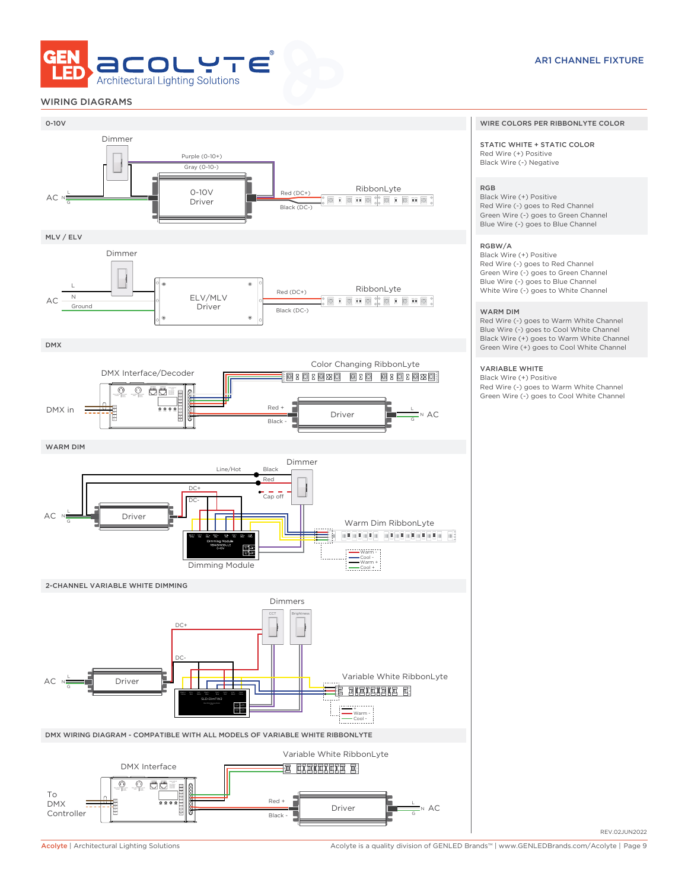AR1 CHANNEL FIXTURE

## WIRING DIAGRAMS

### 0-10V

Dimmer

Purple (0-10+)

Gray (0-10-)

AC L N G

0-10V Driver

Red (DC+)

Black (DC-)

RibbonLyte

### MLV / ELV

Dimmer

AC L N Ground

ELV/MLV Driver

Red (DC+)

Black (DC-)

RibbonLyte

### DMX

DMX Interface/Decoder

Color Changing RibbonLyte

DMX in

Red +

Black -

Driver

L N G AC

### WARM DIM

Dimmer

Line/Hot

Black

Red

Cap off

DC+

DC-

AC L N G

Driver

Warm Dim RibbonLyte

Dimming Module

Warm -
Cool -
Warm +
Cool +

### 2-CHANNEL VARIABLE WHITE DIMMING

Dimmers

CCT

Brightness

DC+

DC-

AC L N G

Driver

Variable White RibbonLyte

Warm -
Cool -

### DMX WIRING DIAGRAM - COMPATIBLE WITH ALL MODELS OF VARIABLE WHITE RIBBONLYTE

Variable White RibbonLyte

DMX Interface

To DMX Controller

Red +

Black -

Driver

L N G AC

## WIRE COLORS PER RIBBONLYTE COLOR

**STATIC WHITE + STATIC COLOR**
Red Wire (+) Positive
Black Wire (-) Negative

**RGB**
Black Wire (+) Positive
Red Wire (-) goes to Red Channel
Green Wire (-) goes to Green Channel
Blue Wire (-) goes to Blue Channel

**RGBW/A**
Black Wire (+) Positive
Red Wire (-) goes to Red Channel
Green Wire (-) goes to Green Channel
Blue Wire (-) goes to Blue Channel
White Wire (-) goes to White Channel

**WARM DIM**
Red Wire (-) goes to Warm White Channel
Blue Wire (-) goes to Cool White Channel
Black Wire (+) goes to Warm White Channel
Green Wire (+) goes to Cool White Channel

**VARIABLE WHITE**
Black Wire (+) Positive
Red Wire (-) goes to Warm White Channel
Green Wire (-) goes to Cool White Channel

REV.02JUN2022